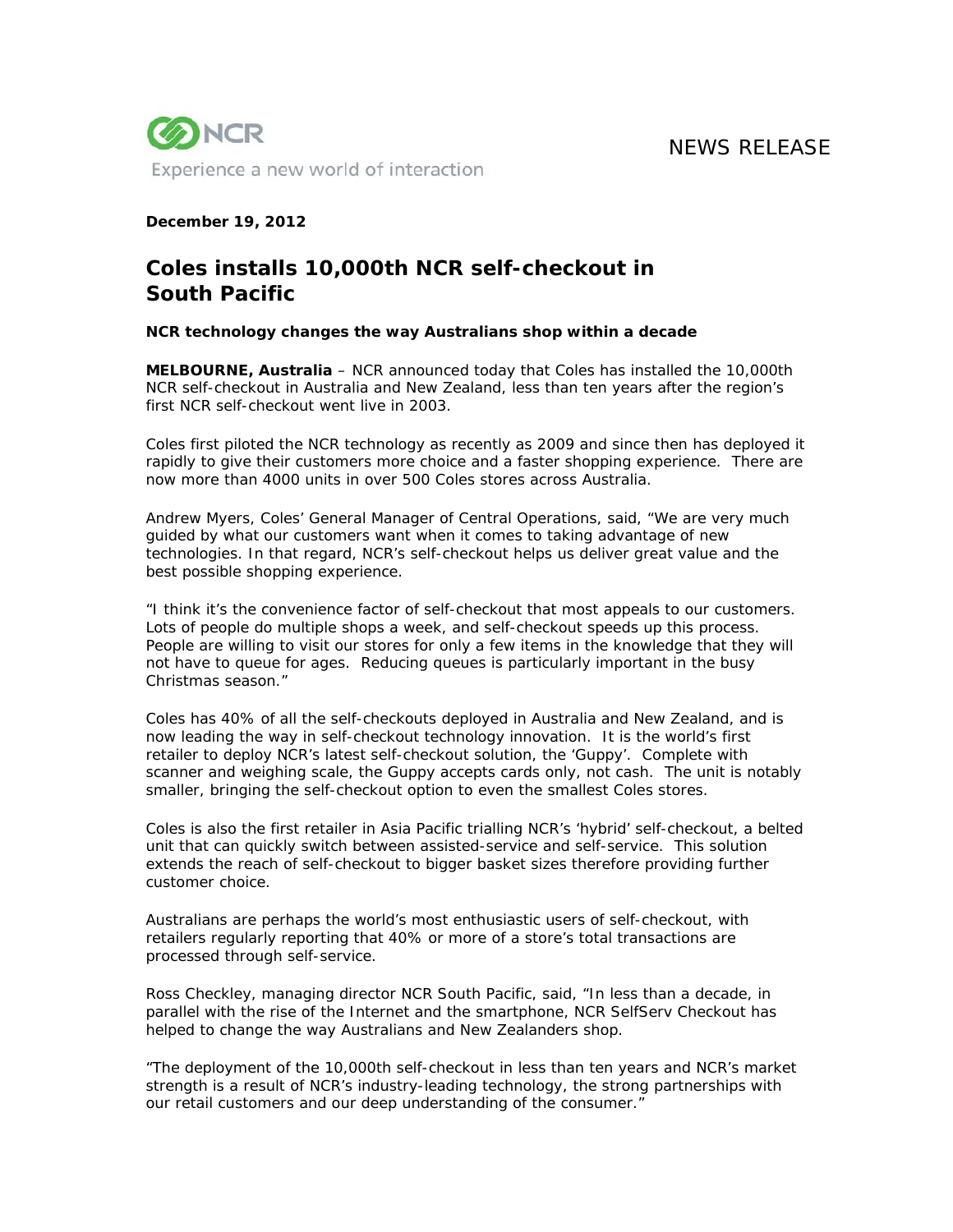NCR

Experience a new world of interaction

NEWS RELEASE

**December 19, 2012**

# Coles installs 10,000th NCR self-checkout in South Pacific

**NCR technology changes the way Australians shop within a decade**

**MELBOURNE, Australia** – NCR announced today that Coles has installed the 10,000th NCR self-checkout in Australia and New Zealand, less than ten years after the region's first NCR self-checkout went live in 2003.

Coles first piloted the NCR technology as recently as 2009 and since then has deployed it rapidly to give their customers more choice and a faster shopping experience. There are now more than 4000 units in over 500 Coles stores across Australia.

Andrew Myers, Coles' General Manager of Central Operations, said, "We are very much guided by what our customers want when it comes to taking advantage of new technologies. In that regard, NCR's self-checkout helps us deliver great value and the best possible shopping experience.

"I think it's the convenience factor of self-checkout that most appeals to our customers. Lots of people do multiple shops a week, and self-checkout speeds up this process. People are willing to visit our stores for only a few items in the knowledge that they will not have to queue for ages. Reducing queues is particularly important in the busy Christmas season."

Coles has 40% of all the self-checkouts deployed in Australia and New Zealand, and is now leading the way in self-checkout technology innovation. It is the world's first retailer to deploy NCR's latest self-checkout solution, the 'Guppy'. Complete with scanner and weighing scale, the Guppy accepts cards only, not cash. The unit is notably smaller, bringing the self-checkout option to even the smallest Coles stores.

Coles is also the first retailer in Asia Pacific trialling NCR's 'hybrid' self-checkout, a belted unit that can quickly switch between assisted-service and self-service. This solution extends the reach of self-checkout to bigger basket sizes therefore providing further customer choice.

Australians are perhaps the world's most enthusiastic users of self-checkout, with retailers regularly reporting that 40% or more of a store's total transactions are processed through self-service.

Ross Checkley, managing director NCR South Pacific, said, "In less than a decade, in parallel with the rise of the Internet and the smartphone, NCR SelfServ Checkout has helped to change the way Australians and New Zealanders shop.

"The deployment of the 10,000th self-checkout in less than ten years and NCR's market strength is a result of NCR's industry-leading technology, the strong partnerships with our retail customers and our deep understanding of the consumer."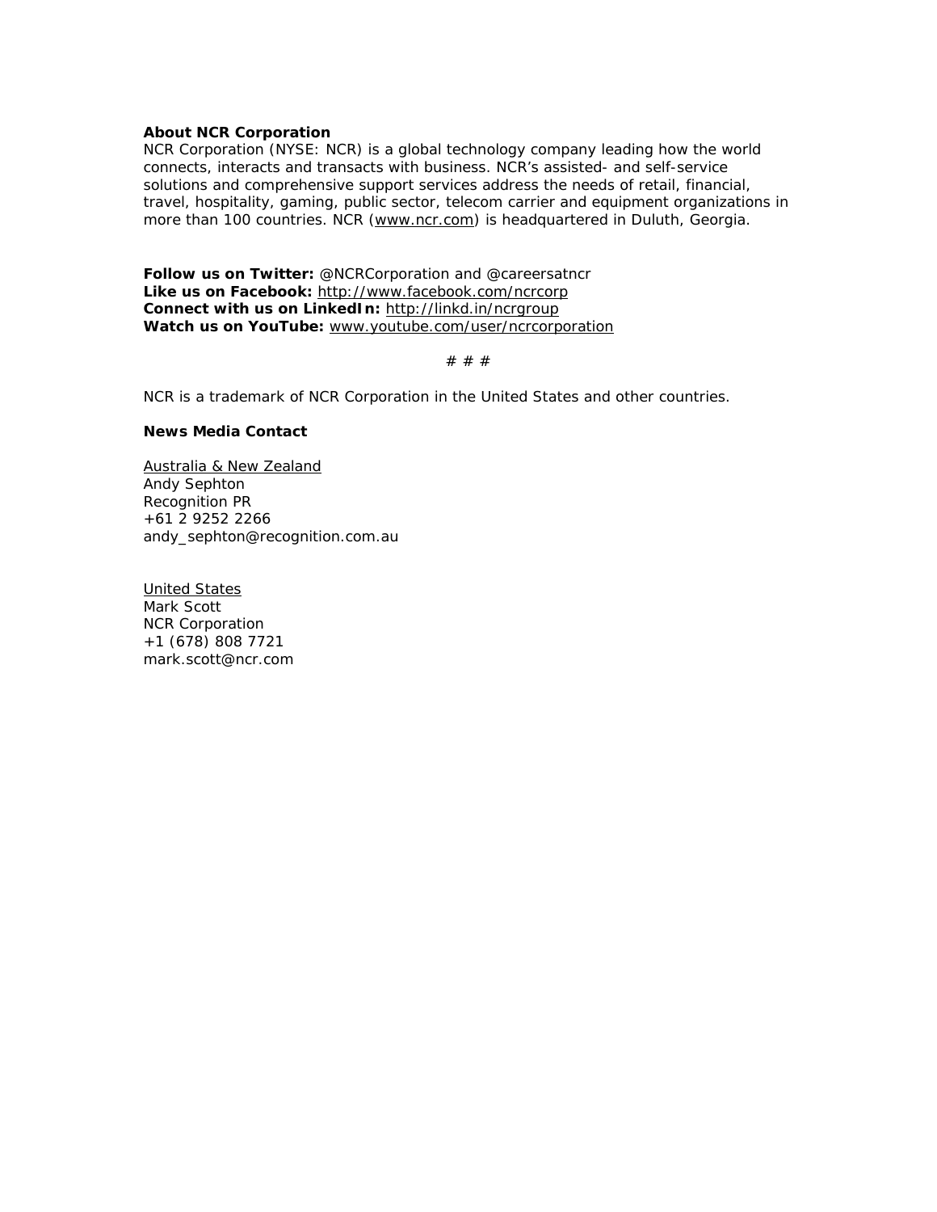**About NCR Corporation**
NCR Corporation (NYSE: NCR) is a global technology company leading how the world connects, interacts and transacts with business. NCR's assisted- and self-service solutions and comprehensive support services address the needs of retail, financial, travel, hospitality, gaming, public sector, telecom carrier and equipment organizations in more than 100 countries. NCR (www.ncr.com) is headquartered in Duluth, Georgia.

**Follow us on Twitter:** @NCRCorporation and @careersatncr
**Like us on Facebook:** http://www.facebook.com/ncrcorp
**Connect with us on LinkedIn:** http://linkd.in/ncrgroup
**Watch us on YouTube:** www.youtube.com/user/ncrcorporation

# # #

NCR is a trademark of NCR Corporation in the United States and other countries.

**News Media Contact**

Australia & New Zealand
Andy Sephton
Recognition PR
+61 2 9252 2266
andy_sephton@recognition.com.au

United States
Mark Scott
NCR Corporation
+1 (678) 808 7721
mark.scott@ncr.com